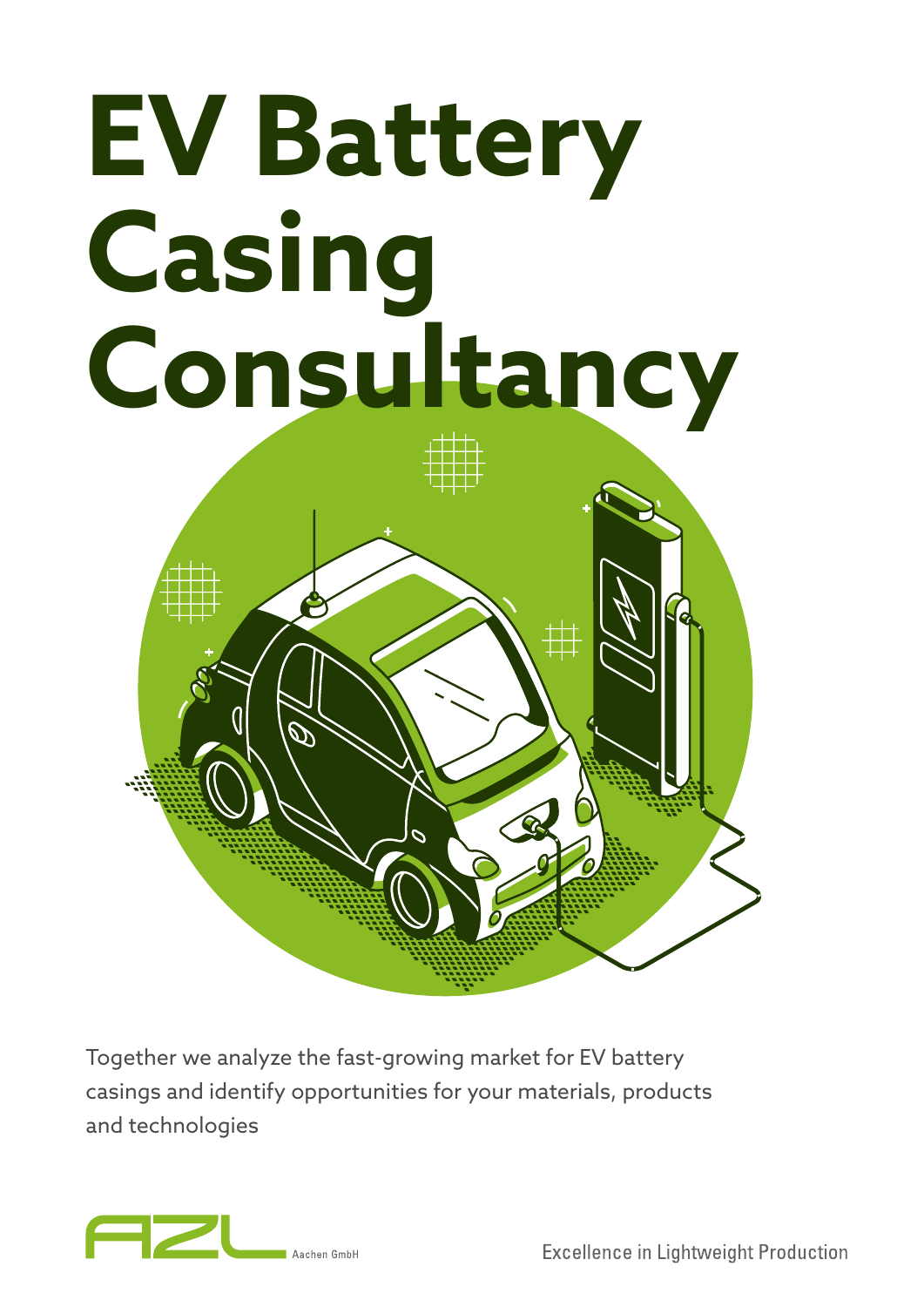# EV Battery Casing Consultancy

Together we analyze the fast-growing market for EV battery casings and identify opportunities for your materials, products and technologies

AZL Aachen GmbH

Excellence in Lightweight Production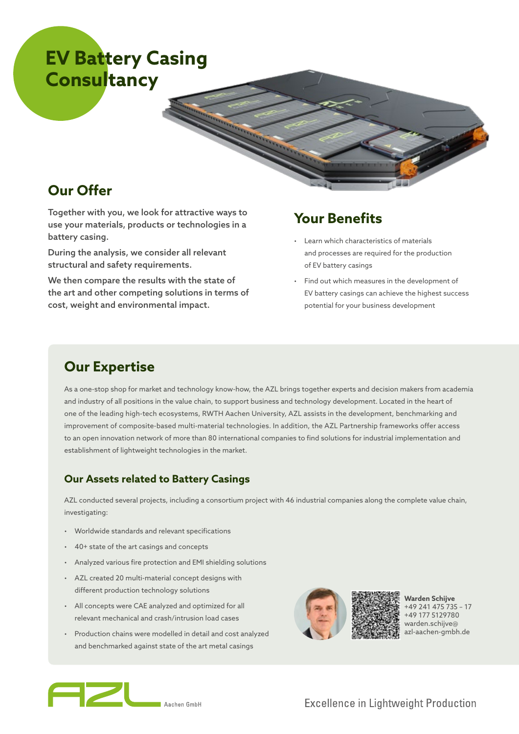# EV Battery Casing Consultancy

## Our Offer

Together with you, we look for attractive ways to use your materials, products or technologies in a battery casing.

During the analysis, we consider all relevant structural and safety requirements.

We then compare the results with the state of the art and other competing solutions in terms of cost, weight and environmental impact.

## Your Benefits

- Learn which characteristics of materials and processes are required for the production of EV battery casings
- Find out which measures in the development of EV battery casings can achieve the highest success potential for your business development

## Our Expertise

As a one-stop shop for market and technology know-how, the AZL brings together experts and decision makers from academia and industry of all positions in the value chain, to support business and technology development. Located in the heart of one of the leading high-tech ecosystems, RWTH Aachen University, AZL assists in the development, benchmarking and improvement of composite-based multi-material technologies. In addition, the AZL Partnership frameworks offer access to an open innovation network of more than 80 international companies to find solutions for industrial implementation and establishment of lightweight technologies in the market.

### Our Assets related to Battery Casings

AZL conducted several projects, including a consortium project with 46 industrial companies along the complete value chain, investigating:

- Worldwide standards and relevant specifications
- 40+ state of the art casings and concepts
- Analyzed various fire protection and EMI shielding solutions
- AZL created 20 multi-material concept designs with different production technology solutions
- All concepts were CAE analyzed and optimized for all relevant mechanical and crash/intrusion load cases
- Production chains were modelled in detail and cost analyzed and benchmarked against state of the art metal casings

**Warden Schijve**
+49 241 475 735 – 17
+49 177 5129780
warden.schijve@azl-aachen-gmbh.de

AZL Aachen GmbH

Excellence in Lightweight Production